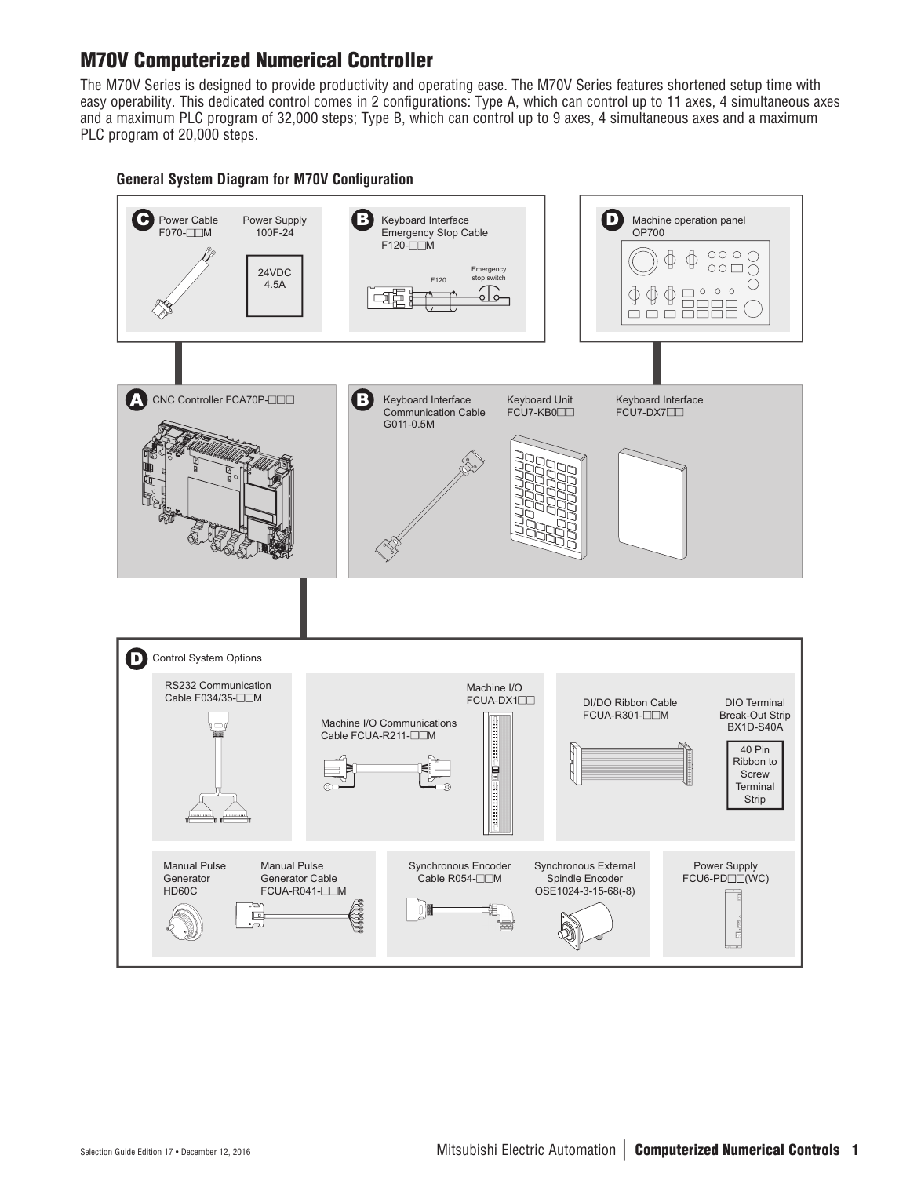# M70V Computerized Numerical Controller

The M70V Series is designed to provide productivity and operating ease. The M70V Series features shortened setup time with easy operability. This dedicated control comes in 2 configurations: Type A, which can control up to 11 axes, 4 simultaneous axes and a maximum PLC program of 32,000 steps; Type B, which can control up to 9 axes, 4 simultaneous axes and a maximum PLC program of 20,000 steps.

### General System Diagram for M70V Configuration

**C** Power Cable F070-□□M

Power Supply 100F-24

24VDC 4.5A

**B** Keyboard Interface Emergency Stop Cable F120-□□M

F120

Emergency stop switch

**D** Machine operation panel OP700

**A** CNC Controller FCA70P-□□□

**B** Keyboard Interface Communication Cable G011-0.5M

Keyboard Unit FCU7-KB0□□

Keyboard Interface FCU7-DX7□□

**D** Control System Options

RS232 Communication Cable F034/35-□□M

Machine I/O Communications Cable FCUA-R211-□□M

Machine I/O FCUA-DX1□□

DI/DO Ribbon Cable FCUA-R301-□□M

DIO Terminal Break-Out Strip BX1D-S40A

40 Pin Ribbon to Screw Terminal Strip

Manual Pulse Generator HD60C

Manual Pulse Generator Cable FCUA-R041-□□M

Synchronous Encoder Cable R054-□□M

Synchronous External Spindle Encoder OSE1024-3-15-68(-8)

Power Supply FCU6-PD□□(WC)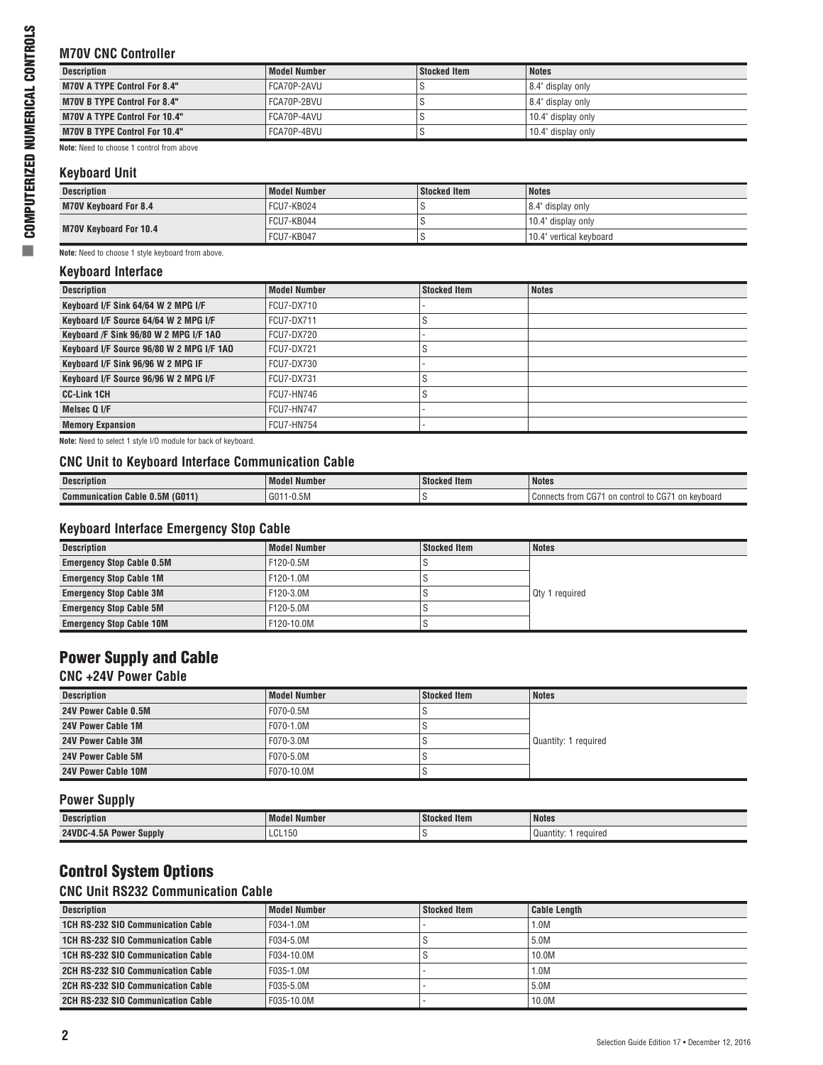### M70V CNC Controller

| Description | Model Number | Stocked Item | Notes |
|---|---|---|---|
| **M70V A TYPE Control For 8.4"** | FCA70P-2AVU | S | 8.4" display only |
| **M70V B TYPE Control For 8.4"** | FCA70P-2BVU | S | 8.4" display only |
| **M70V A TYPE Control For 10.4"** | FCA70P-4AVU | S | 10.4" display only |
| **M70V B TYPE Control For 10.4"** | FCA70P-4BVU | S | 10.4" display only |

**Note:** Need to choose 1 control from above

### Keyboard Unit

| Description | Model Number | Stocked Item | Notes |
|---|---|---|---|
| **M70V Keyboard For 8.4** | FCU7-KB024 | S | 8.4" display only |
| **M70V Keyboard For 10.4** | FCU7-KB044 | S | 10.4" display only |
| | FCU7-KB047 | S | 10.4" vertical keyboard |

**Note:** Need to choose 1 style keyboard from above.

### Keyboard Interface

| Description | Model Number | Stocked Item | Notes |
|---|---|---|---|
| **Keyboard I/F Sink 64/64 W 2 MPG I/F** | FCU7-DX710 | - | |
| **Keyboard I/F Source 64/64 W 2 MPG I/F** | FCU7-DX711 | S | |
| **Keyboard /F Sink 96/80 W 2 MPG I/F 1AO** | FCU7-DX720 | - | |
| **Keyboard I/F Source 96/80 W 2 MPG I/F 1AO** | FCU7-DX721 | S | |
| **Keyboard I/F Sink 96/96 W 2 MPG IF** | FCU7-DX730 | - | |
| **Keyboard I/F Source 96/96 W 2 MPG I/F** | FCU7-DX731 | S | |
| **CC-Link 1CH** | FCU7-HN746 | S | |
| **Melsec Q I/F** | FCU7-HN747 | - | |
| **Memory Expansion** | FCU7-HN754 | - | |

**Note:** Need to select 1 style I/O module for back of keyboard.

### CNC Unit to Keyboard Interface Communication Cable

| Description | Model Number | Stocked Item | Notes |
|---|---|---|---|
| **Communication Cable 0.5M (G011)** | G011-0.5M | S | Connects from CG71 on control to CG71 on keyboard |

### Keyboard Interface Emergency Stop Cable

| Description | Model Number | Stocked Item | Notes |
|---|---|---|---|
| **Emergency Stop Cable 0.5M** | F120-0.5M | S | Qty 1 required |
| **Emergency Stop Cable 1M** | F120-1.0M | S | |
| **Emergency Stop Cable 3M** | F120-3.0M | S | |
| **Emergency Stop Cable 5M** | F120-5.0M | S | |
| **Emergency Stop Cable 10M** | F120-10.0M | S | |

## Power Supply and Cable

### CNC +24V Power Cable

| Description | Model Number | Stocked Item | Notes |
|---|---|---|---|
| **24V Power Cable 0.5M** | F070-0.5M | S | Quantity: 1 required |
| **24V Power Cable 1M** | F070-1.0M | S | |
| **24V Power Cable 3M** | F070-3.0M | S | |
| **24V Power Cable 5M** | F070-5.0M | S | |
| **24V Power Cable 10M** | F070-10.0M | S | |

### Power Supply

| Description | Model Number | Stocked Item | Notes |
|---|---|---|---|
| **24VDC-4.5A Power Supply** | LCL150 | S | Quantity: 1 required |

## Control System Options

### CNC Unit RS232 Communication Cable

| Description | Model Number | Stocked Item | Cable Length |
|---|---|---|---|
| **1CH RS-232 SIO Communication Cable** | F034-1.0M | - | 1.0M |
| **1CH RS-232 SIO Communication Cable** | F034-5.0M | S | 5.0M |
| **1CH RS-232 SIO Communication Cable** | F034-10.0M | S | 10.0M |
| **2CH RS-232 SIO Communication Cable** | F035-1.0M | - | 1.0M |
| **2CH RS-232 SIO Communication Cable** | F035-5.0M | - | 5.0M |
| **2CH RS-232 SIO Communication Cable** | F035-10.0M | - | 10.0M |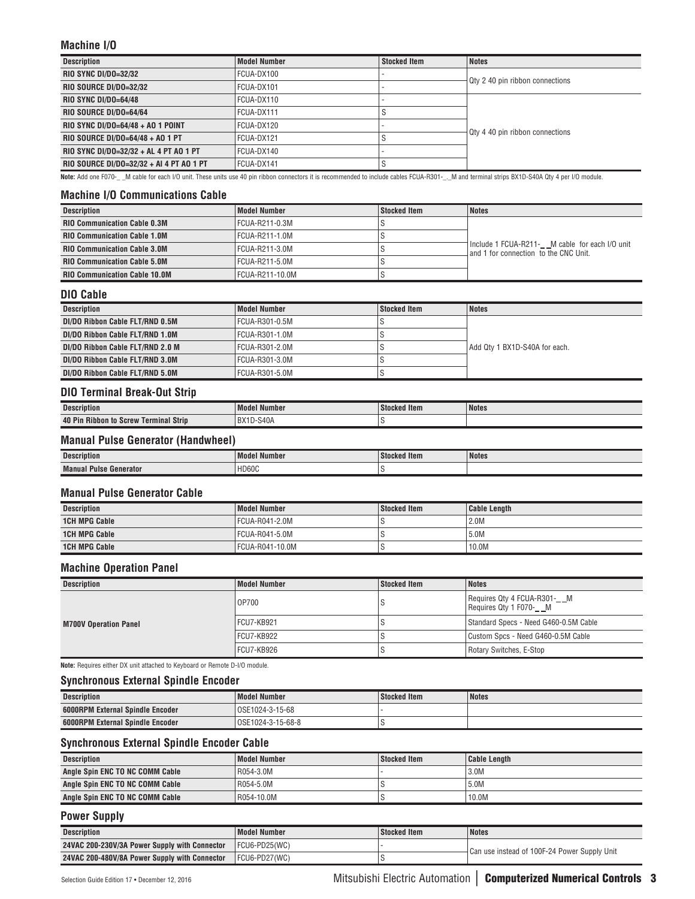## Machine I/O

| Description | Model Number | Stocked Item | Notes |
|---|---|---|---|
| RIO SYNC DI/DO=32/32 | FCUA-DX100 | - | Qty 2 40 pin ribbon connections |
| RIO SOURCE DI/DO=32/32 | FCUA-DX101 | - | |
| RIO SYNC DI/DO=64/48 | FCUA-DX110 | - | Qty 4 40 pin ribbon connections |
| RIO SOURCE DI/DO=64/64 | FCUA-DX111 | S | |
| RIO SYNC DI/DO=64/48 + AO 1 POINT | FCUA-DX120 | - | |
| RIO SOURCE DI/DO=64/48 + AO 1 PT | FCUA-DX121 | S | |
| RIO SYNC DI/DO=32/32 + AL 4 PT AO 1 PT | FCUA-DX140 | - | |
| RIO SOURCE DI/DO=32/32 + AI 4 PT AO 1 PT | FCUA-DX141 | S | |

**Note:** Add one F070-_ _M cable for each I/O unit. These units use 40 pin ribbon connectors it is recommended to include cables FCUA-R301-_._M and terminal strips BX1D-S40A Qty 4 per I/O module.

## Machine I/O Communications Cable

| Description | Model Number | Stocked Item | Notes |
|---|---|---|---|
| RIO Communication Cable 0.3M | FCUA-R211-0.3M | S | Include 1 FCUA-R211-_ _M cable for each I/O unit and 1 for connection to the CNC Unit. |
| RIO Communication Cable 1.0M | FCUA-R211-1.0M | S | |
| RIO Communication Cable 3.0M | FCUA-R211-3.0M | S | |
| RIO Communication Cable 5.0M | FCUA-R211-5.0M | S | |
| RIO Communication Cable 10.0M | FCUA-R211-10.0M | S | |

## DIO Cable

| Description | Model Number | Stocked Item | Notes |
|---|---|---|---|
| DI/DO Ribbon Cable FLT/RND 0.5M | FCUA-R301-0.5M | S | Add Qty 1 BX1D-S40A for each. |
| DI/DO Ribbon Cable FLT/RND 1.0M | FCUA-R301-1.0M | S | |
| DI/DO Ribbon Cable FLT/RND 2.0 M | FCUA-R301-2.0M | S | |
| DI/DO Ribbon Cable FLT/RND 3.0M | FCUA-R301-3.0M | S | |
| DI/DO Ribbon Cable FLT/RND 5.0M | FCUA-R301-5.0M | S | |

## DIO Terminal Break-Out Strip

| Description | Model Number | Stocked Item | Notes |
|---|---|---|---|
| 40 Pin Ribbon to Screw Terminal Strip | BX1D-S40A | S | |

## Manual Pulse Generator (Handwheel)

| Description | Model Number | Stocked Item | Notes |
|---|---|---|---|
| Manual Pulse Generator | HD60C | S | |

## Manual Pulse Generator Cable

| Description | Model Number | Stocked Item | Cable Length |
|---|---|---|---|
| 1CH MPG Cable | FCUA-R041-2.0M | S | 2.0M |
| 1CH MPG Cable | FCUA-R041-5.0M | S | 5.0M |
| 1CH MPG Cable | FCUA-R041-10.0M | S | 10.0M |

## Machine Operation Panel

| Description | Model Number | Stocked Item | Notes |
|---|---|---|---|
| M700V Operation Panel | OP700 | S | Requires Qty 4 FCUA-R301-_ _M<br>Requires Qty 1 F070-_ _M |
| | FCU7-KB921 | S | Standard Specs - Need G460-0.5M Cable |
| | FCU7-KB922 | S | Custom Spcs - Need G460-0.5M Cable |
| | FCU7-KB926 | S | Rotary Switches, E-Stop |

**Note:** Requires either DX unit attached to Keyboard or Remote D-I/O module.

## Synchronous External Spindle Encoder

| Description | Model Number | Stocked Item | Notes |
|---|---|---|---|
| 6000RPM External Spindle Encoder | OSE1024-3-15-68 | - | |
| 6000RPM External Spindle Encoder | OSE1024-3-15-68-8 | S | |

## Synchronous External Spindle Encoder Cable

| Description | Model Number | Stocked Item | Cable Length |
|---|---|---|---|
| Angle Spin ENC TO NC COMM Cable | R054-3.0M | - | 3.0M |
| Angle Spin ENC TO NC COMM Cable | R054-5.0M | S | 5.0M |
| Angle Spin ENC TO NC COMM Cable | R054-10.0M | S | 10.0M |

## Power Supply

| Description | Model Number | Stocked Item | Notes |
|---|---|---|---|
| 24VAC 200-230V/3A Power Supply with Connector | FCU6-PD25(WC) | - | Can use instead of 100F-24 Power Supply Unit |
| 24VAC 200-480V/8A Power Supply with Connector | FCU6-PD27(WC) | S | |